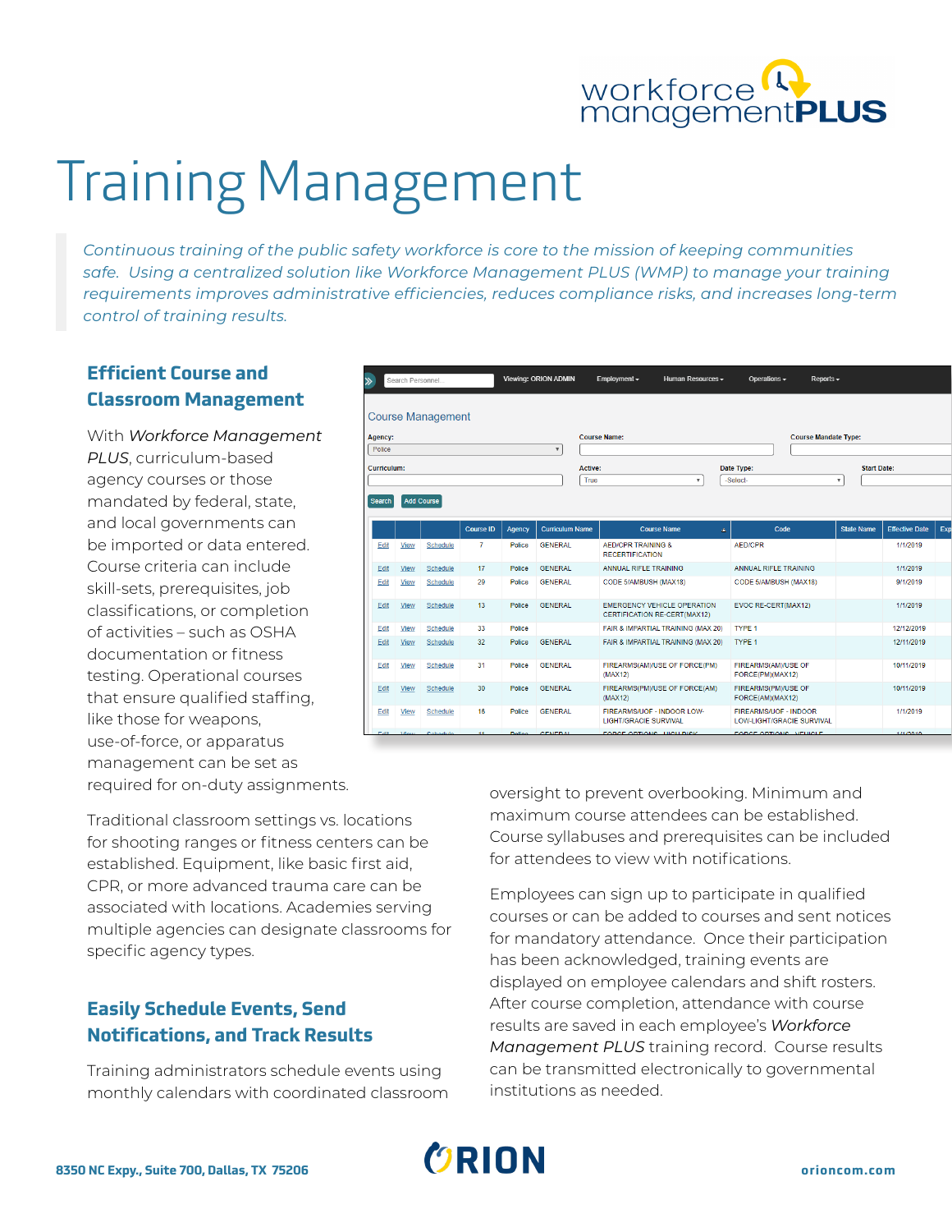# Training Management

*Continuous training of the public safety workforce is core to the mission of keeping communities safe. Using a centralized solution like Workforce Management PLUS (WMP) to manage your training requirements improves administrative efficiencies, reduces compliance risks, and increases long-term control of training results.*

## Efficient Course and Classroom Management

With *Workforce Management PLUS*, curriculum-based agency courses or those mandated by federal, state, and local governments can be imported or data entered. Course criteria can include skill-sets, prerequisites, job classifications, or completion of activities – such as OSHA documentation or fitness testing. Operational courses that ensure qualified staffing, like those for weapons, use-of-force, or apparatus management can be set as required for on-duty assignments.

Traditional classroom settings vs. locations for shooting ranges or fitness centers can be established. Equipment, like basic first aid, CPR, or more advanced trauma care can be associated with locations. Academies serving multiple agencies can designate classrooms for specific agency types.

## Easily Schedule Events, Send Notifications, and Track Results

Training administrators schedule events using monthly calendars with coordinated classroom oversight to prevent overbooking. Minimum and maximum course attendees can be established. Course syllabuses and prerequisites can be included for attendees to view with notifications.

Employees can sign up to participate in qualified courses or can be added to courses and sent notices for mandatory attendance. Once their participation has been acknowledged, training events are displayed on employee calendars and shift rosters. After course completion, attendance with course results are saved in each employee's *Workforce Management PLUS* training record. Course results can be transmitted electronically to governmental institutions as needed.

8350 NC Expy., Suite 700, Dallas, TX 75206

orioncom.com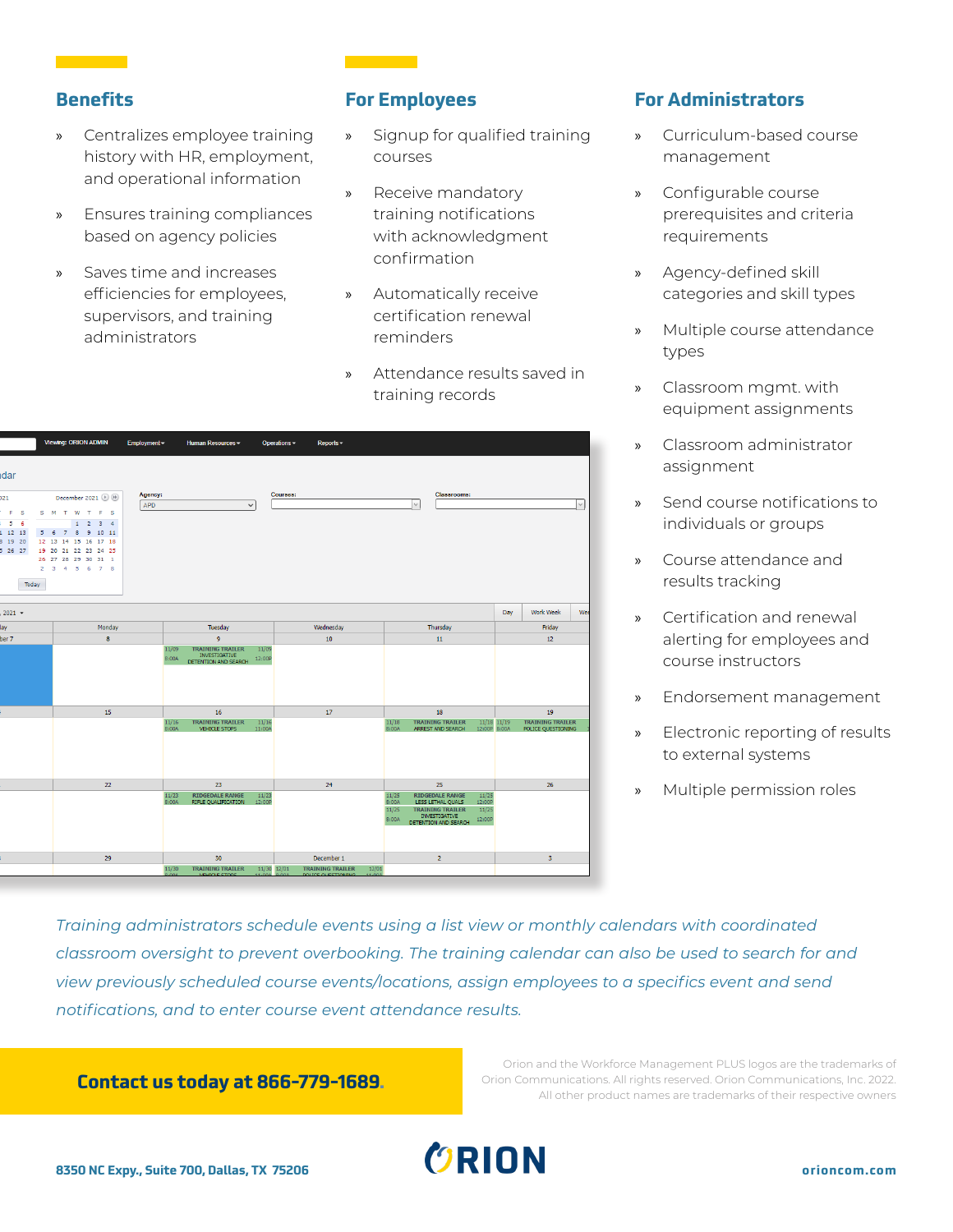## Benefits

- Centralizes employee training history with HR, employment, and operational information
- Ensures training compliances based on agency policies
- Saves time and increases efficiencies for employees, supervisors, and training administrators

## For Employees

- Signup for qualified training courses
- Receive mandatory training notifications with acknowledgment confirmation
- Automatically receive certification renewal reminders
- Attendance results saved in training records

## For Administrators

- Curriculum-based course management
- Configurable course prerequisites and criteria requirements
- Agency-defined skill categories and skill types
- Multiple course attendance types
- Classroom mgmt. with equipment assignments
- Classroom administrator assignment
- Send course notifications to individuals or groups
- Course attendance and results tracking
- Certification and renewal alerting for employees and course instructors
- Endorsement management
- Electronic reporting of results to external systems
- Multiple permission roles

*Training administrators schedule events using a list view or monthly calendars with coordinated classroom oversight to prevent overbooking. The training calendar can also be used to search for and view previously scheduled course events/locations, assign employees to a specifics event and send notifications, and to enter course event attendance results.*

**Contact us today at 866-779-1689.**

Orion and the Workforce Management PLUS logos are the trademarks of Orion Communications. All rights reserved. Orion Communications, Inc. 2022. All other product names are trademarks of their respective owners

8350 NC Expy., Suite 700, Dallas, TX 75206

ORION

orioncom.com